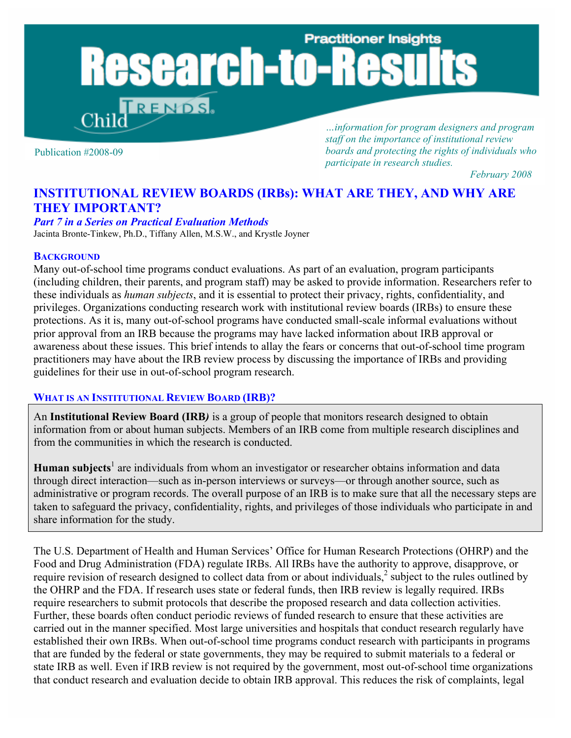# Research-to-Results

Practitioner Insights

Child Trends

Publication #2008-09

*…information for program designers and program staff on the importance of institutional review boards and protecting the rights of individuals who participate in research studies.*

*February 2008*

## INSTITUTIONAL REVIEW BOARDS (IRBs): WHAT ARE THEY, AND WHY ARE THEY IMPORTANT?

***Part 7 in a Series on Practical Evaluation Methods***

Jacinta Bronte-Tinkew, Ph.D., Tiffany Allen, M.S.W., and Krystle Joyner

### BACKGROUND

Many out-of-school time programs conduct evaluations. As part of an evaluation, program participants (including children, their parents, and program staff) may be asked to provide information. Researchers refer to these individuals as *human subjects*, and it is essential to protect their privacy, rights, confidentiality, and privileges. Organizations conducting research work with institutional review boards (IRBs) to ensure these protections. As it is, many out-of-school programs have conducted small-scale informal evaluations without prior approval from an IRB because the programs may have lacked information about IRB approval or awareness about these issues. This brief intends to allay the fears or concerns that out-of-school time program practitioners may have about the IRB review process by discussing the importance of IRBs and providing guidelines for their use in out-of-school program research.

### WHAT IS AN INSTITUTIONAL REVIEW BOARD (IRB)?

An **Institutional Review Board (IRB*)*** is a group of people that monitors research designed to obtain information from or about human subjects. Members of an IRB come from multiple research disciplines and from the communities in which the research is conducted.

**Human subjects**[1] are individuals from whom an investigator or researcher obtains information and data through direct interaction—such as in-person interviews or surveys—or through another source, such as administrative or program records. The overall purpose of an IRB is to make sure that all the necessary steps are taken to safeguard the privacy, confidentiality, rights, and privileges of those individuals who participate in and share information for the study.

The U.S. Department of Health and Human Services' Office for Human Research Protections (OHRP) and the Food and Drug Administration (FDA) regulate IRBs. All IRBs have the authority to approve, disapprove, or require revision of research designed to collect data from or about individuals,[2] subject to the rules outlined by the OHRP and the FDA. If research uses state or federal funds, then IRB review is legally required. IRBs require researchers to submit protocols that describe the proposed research and data collection activities. Further, these boards often conduct periodic reviews of funded research to ensure that these activities are carried out in the manner specified. Most large universities and hospitals that conduct research regularly have established their own IRBs. When out-of-school time programs conduct research with participants in programs that are funded by the federal or state governments, they may be required to submit materials to a federal or state IRB as well. Even if IRB review is not required by the government, most out-of-school time organizations that conduct research and evaluation decide to obtain IRB approval. This reduces the risk of complaints, legal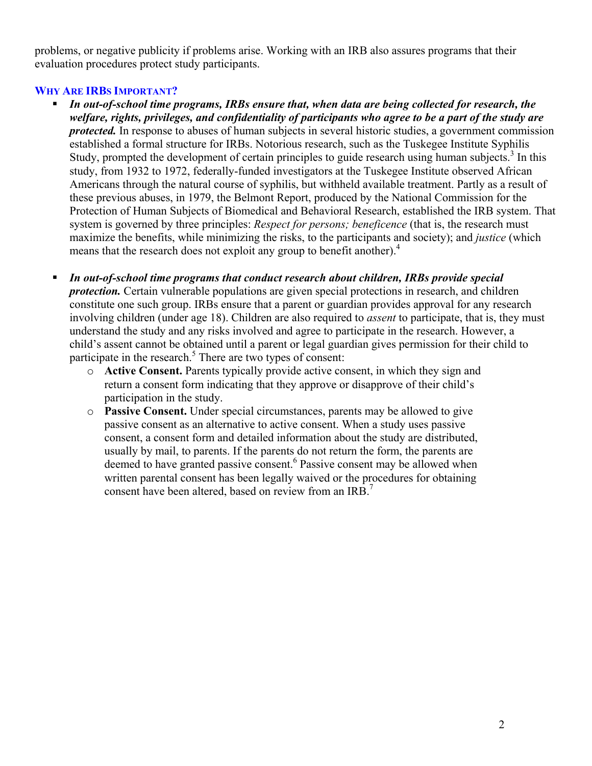problems, or negative publicity if problems arise. Working with an IRB also assures programs that their evaluation procedures protect study participants.

### WHY ARE IRBS IMPORTANT?

- ***In out-of-school time programs, IRBs ensure that, when data are being collected for research, the welfare, rights, privileges, and confidentiality of participants who agree to be a part of the study are protected.*** In response to abuses of human subjects in several historic studies, a government commission established a formal structure for IRBs. Notorious research, such as the Tuskegee Institute Syphilis Study, prompted the development of certain principles to guide research using human subjects.[3] In this study, from 1932 to 1972, federally-funded investigators at the Tuskegee Institute observed African Americans through the natural course of syphilis, but withheld available treatment. Partly as a result of these previous abuses, in 1979, the Belmont Report, produced by the National Commission for the Protection of Human Subjects of Biomedical and Behavioral Research, established the IRB system. That system is governed by three principles: *Respect for persons; beneficence* (that is, the research must maximize the benefits, while minimizing the risks, to the participants and society); and *justice* (which means that the research does not exploit any group to benefit another).[4]

- ***In out-of-school time programs that conduct research about children, IRBs provide special protection.*** Certain vulnerable populations are given special protections in research, and children constitute one such group. IRBs ensure that a parent or guardian provides approval for any research involving children (under age 18). Children are also required to *assent* to participate, that is, they must understand the study and any risks involved and agree to participate in the research. However, a child's assent cannot be obtained until a parent or legal guardian gives permission for their child to participate in the research.[5] There are two types of consent:
  - **Active Consent.** Parents typically provide active consent, in which they sign and return a consent form indicating that they approve or disapprove of their child's participation in the study.
  - **Passive Consent.** Under special circumstances, parents may be allowed to give passive consent as an alternative to active consent. When a study uses passive consent, a consent form and detailed information about the study are distributed, usually by mail, to parents. If the parents do not return the form, the parents are deemed to have granted passive consent.[6] Passive consent may be allowed when written parental consent has been legally waived or the procedures for obtaining consent have been altered, based on review from an IRB.[7]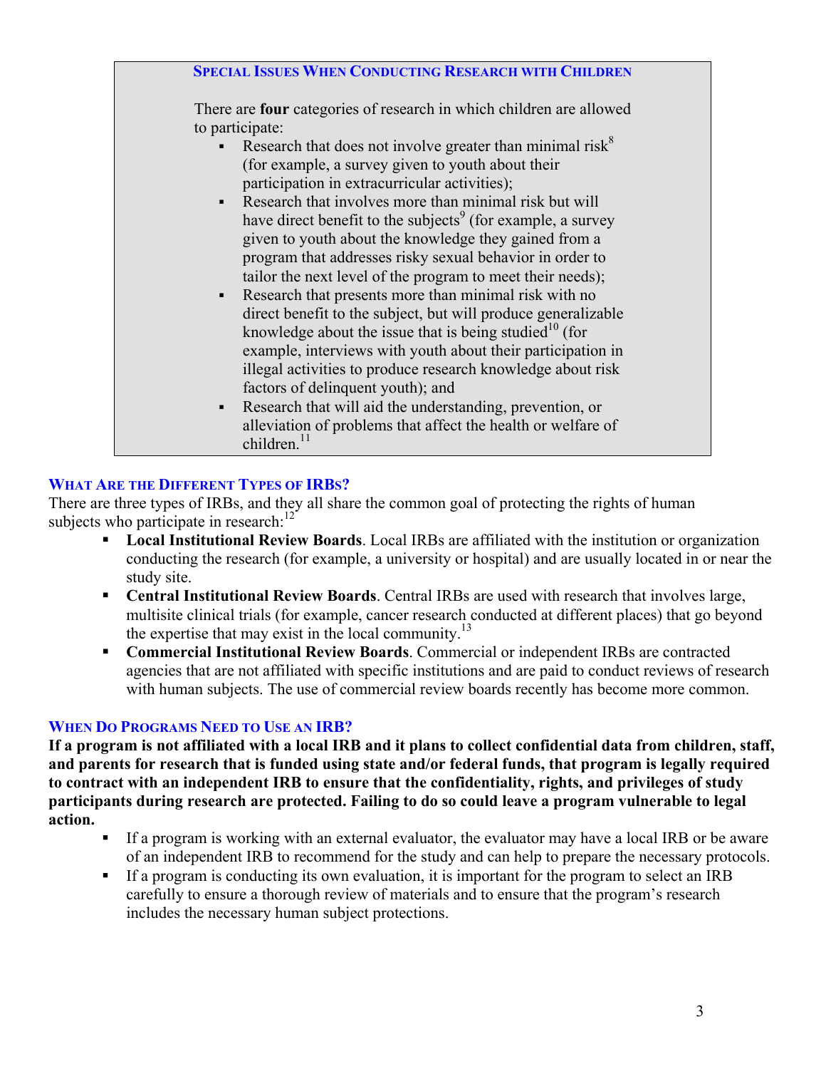### Special Issues When Conducting Research with Children

There are **four** categories of research in which children are allowed to participate:

- Research that does not involve greater than minimal risk[8] (for example, a survey given to youth about their participation in extracurricular activities);
- Research that involves more than minimal risk but will have direct benefit to the subjects[9] (for example, a survey given to youth about the knowledge they gained from a program that addresses risky sexual behavior in order to tailor the next level of the program to meet their needs);
- Research that presents more than minimal risk with no direct benefit to the subject, but will produce generalizable knowledge about the issue that is being studied[10] (for example, interviews with youth about their participation in illegal activities to produce research knowledge about risk factors of delinquent youth); and
- Research that will aid the understanding, prevention, or alleviation of problems that affect the health or welfare of children.[11]

## What Are the Different Types of IRBs?

There are three types of IRBs, and they all share the common goal of protecting the rights of human subjects who participate in research:[12]

- **Local Institutional Review Boards**. Local IRBs are affiliated with the institution or organization conducting the research (for example, a university or hospital) and are usually located in or near the study site.
- **Central Institutional Review Boards**. Central IRBs are used with research that involves large, multisite clinical trials (for example, cancer research conducted at different places) that go beyond the expertise that may exist in the local community.[13]
- **Commercial Institutional Review Boards**. Commercial or independent IRBs are contracted agencies that are not affiliated with specific institutions and are paid to conduct reviews of research with human subjects. The use of commercial review boards recently has become more common.

## When Do Programs Need to Use an IRB?

**If a program is not affiliated with a local IRB and it plans to collect confidential data from children, staff, and parents for research that is funded using state and/or federal funds, that program is legally required to contract with an independent IRB to ensure that the confidentiality, rights, and privileges of study participants during research are protected. Failing to do so could leave a program vulnerable to legal action.**

- If a program is working with an external evaluator, the evaluator may have a local IRB or be aware of an independent IRB to recommend for the study and can help to prepare the necessary protocols.
- If a program is conducting its own evaluation, it is important for the program to select an IRB carefully to ensure a thorough review of materials and to ensure that the program's research includes the necessary human subject protections.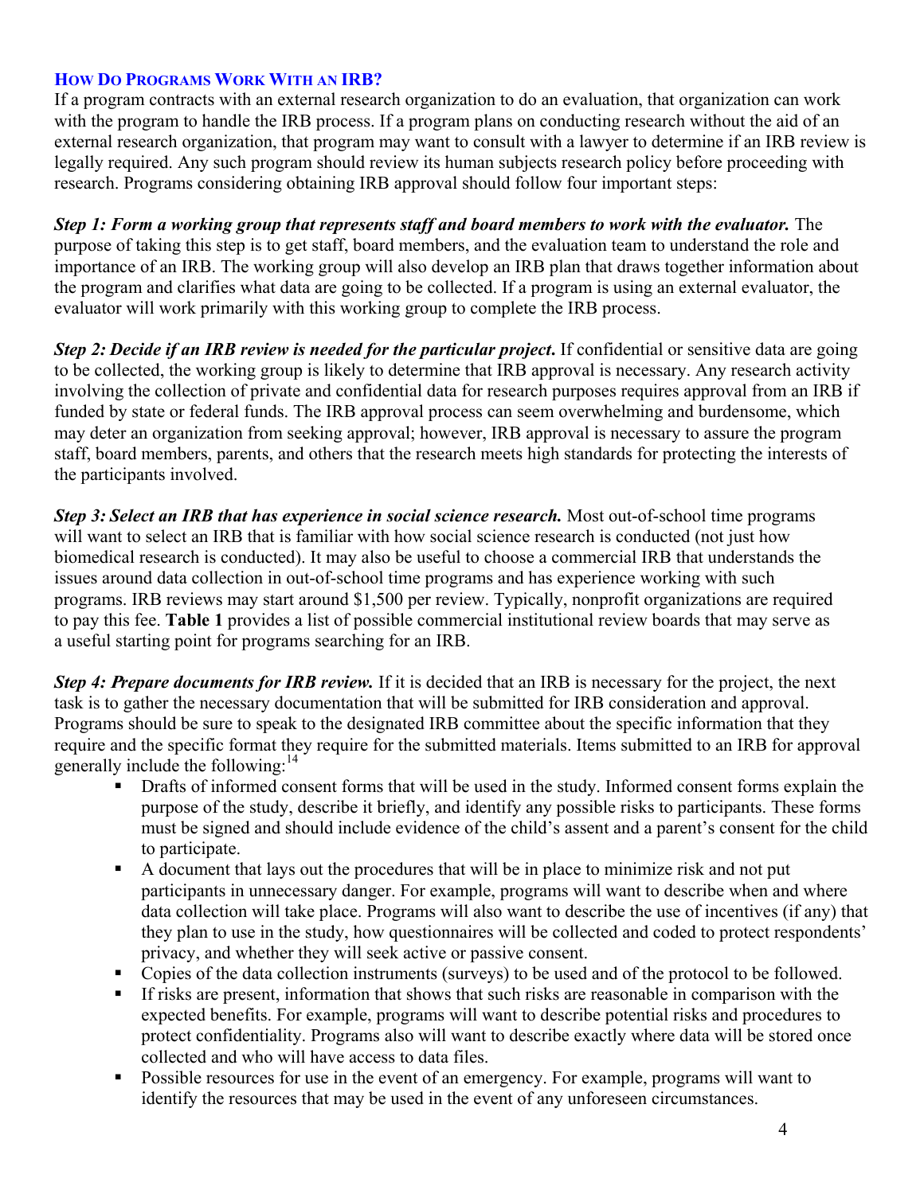### How Do Programs Work With an IRB?

If a program contracts with an external research organization to do an evaluation, that organization can work with the program to handle the IRB process. If a program plans on conducting research without the aid of an external research organization, that program may want to consult with a lawyer to determine if an IRB review is legally required. Any such program should review its human subjects research policy before proceeding with research. Programs considering obtaining IRB approval should follow four important steps:

***Step 1: Form a working group that represents staff and board members to work with the evaluator.*** The purpose of taking this step is to get staff, board members, and the evaluation team to understand the role and importance of an IRB. The working group will also develop an IRB plan that draws together information about the program and clarifies what data are going to be collected. If a program is using an external evaluator, the evaluator will work primarily with this working group to complete the IRB process.

***Step 2: Decide if an IRB review is needed for the particular project.*** If confidential or sensitive data are going to be collected, the working group is likely to determine that IRB approval is necessary. Any research activity involving the collection of private and confidential data for research purposes requires approval from an IRB if funded by state or federal funds. The IRB approval process can seem overwhelming and burdensome, which may deter an organization from seeking approval; however, IRB approval is necessary to assure the program staff, board members, parents, and others that the research meets high standards for protecting the interests of the participants involved.

***Step 3: Select an IRB that has experience in social science research.*** Most out-of-school time programs will want to select an IRB that is familiar with how social science research is conducted (not just how biomedical research is conducted). It may also be useful to choose a commercial IRB that understands the issues around data collection in out-of-school time programs and has experience working with such programs. IRB reviews may start around $1,500 per review. Typically, nonprofit organizations are required to pay this fee. **Table 1** provides a list of possible commercial institutional review boards that may serve as a useful starting point for programs searching for an IRB.

***Step 4: Prepare documents for IRB review.*** If it is decided that an IRB is necessary for the project, the next task is to gather the necessary documentation that will be submitted for IRB consideration and approval. Programs should be sure to speak to the designated IRB committee about the specific information that they require and the specific format they require for the submitted materials. Items submitted to an IRB for approval generally include the following:[14]

- Drafts of informed consent forms that will be used in the study. Informed consent forms explain the purpose of the study, describe it briefly, and identify any possible risks to participants. These forms must be signed and should include evidence of the child's assent and a parent's consent for the child to participate.
- A document that lays out the procedures that will be in place to minimize risk and not put participants in unnecessary danger. For example, programs will want to describe when and where data collection will take place. Programs will also want to describe the use of incentives (if any) that they plan to use in the study, how questionnaires will be collected and coded to protect respondents' privacy, and whether they will seek active or passive consent.
- Copies of the data collection instruments (surveys) to be used and of the protocol to be followed.
- If risks are present, information that shows that such risks are reasonable in comparison with the expected benefits. For example, programs will want to describe potential risks and procedures to protect confidentiality. Programs also will want to describe exactly where data will be stored once collected and who will have access to data files.
- Possible resources for use in the event of an emergency. For example, programs will want to identify the resources that may be used in the event of any unforeseen circumstances.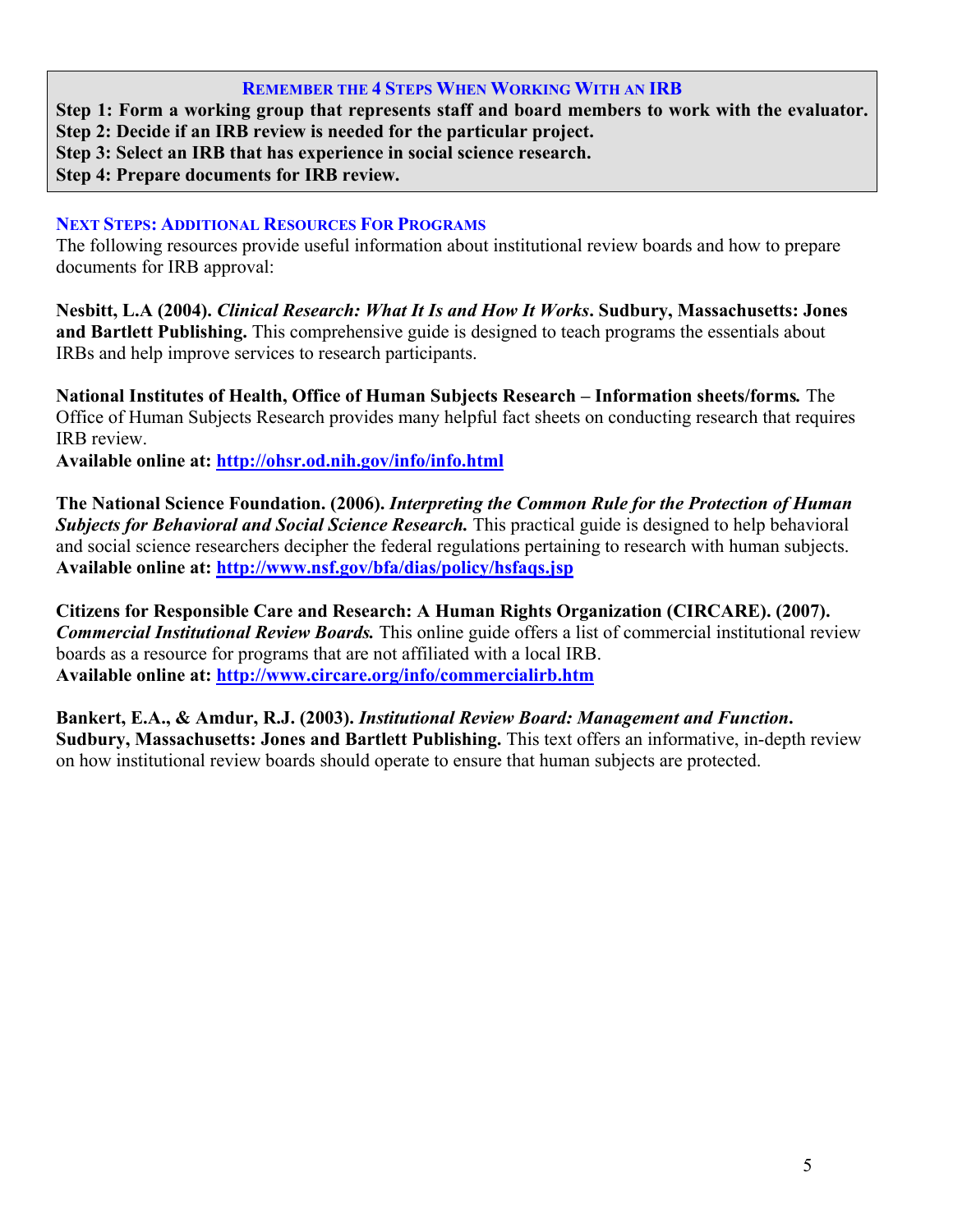### REMEMBER THE 4 STEPS WHEN WORKING WITH AN IRB

**Step 1: Form a working group that represents staff and board members to work with the evaluator.**
**Step 2: Decide if an IRB review is needed for the particular project.**
**Step 3: Select an IRB that has experience in social science research.**
**Step 4: Prepare documents for IRB review.**

### NEXT STEPS: ADDITIONAL RESOURCES FOR PROGRAMS

The following resources provide useful information about institutional review boards and how to prepare documents for IRB approval:

**Nesbitt, L.A (2004). *Clinical Research: What It Is and How It Works*. Sudbury, Massachusetts: Jones and Bartlett Publishing.** This comprehensive guide is designed to teach programs the essentials about IRBs and help improve services to research participants.

**National Institutes of Health, Office of Human Subjects Research – Information sheets/forms*.*** The Office of Human Subjects Research provides many helpful fact sheets on conducting research that requires IRB review.
**Available online at: http://ohsr.od.nih.gov/info/info.html**

**The National Science Foundation. (2006). *Interpreting the Common Rule for the Protection of Human Subjects for Behavioral and Social Science Research.*** This practical guide is designed to help behavioral and social science researchers decipher the federal regulations pertaining to research with human subjects.
**Available online at: http://www.nsf.gov/bfa/dias/policy/hsfaqs.jsp**

**Citizens for Responsible Care and Research: A Human Rights Organization (CIRCARE). (2007). *Commercial Institutional Review Boards.*** This online guide offers a list of commercial institutional review boards as a resource for programs that are not affiliated with a local IRB.
**Available online at: http://www.circare.org/info/commercialirb.htm**

**Bankert, E.A., & Amdur, R.J. (2003). *Institutional Review Board: Management and Function*. Sudbury, Massachusetts: Jones and Bartlett Publishing.** This text offers an informative, in-depth review on how institutional review boards should operate to ensure that human subjects are protected.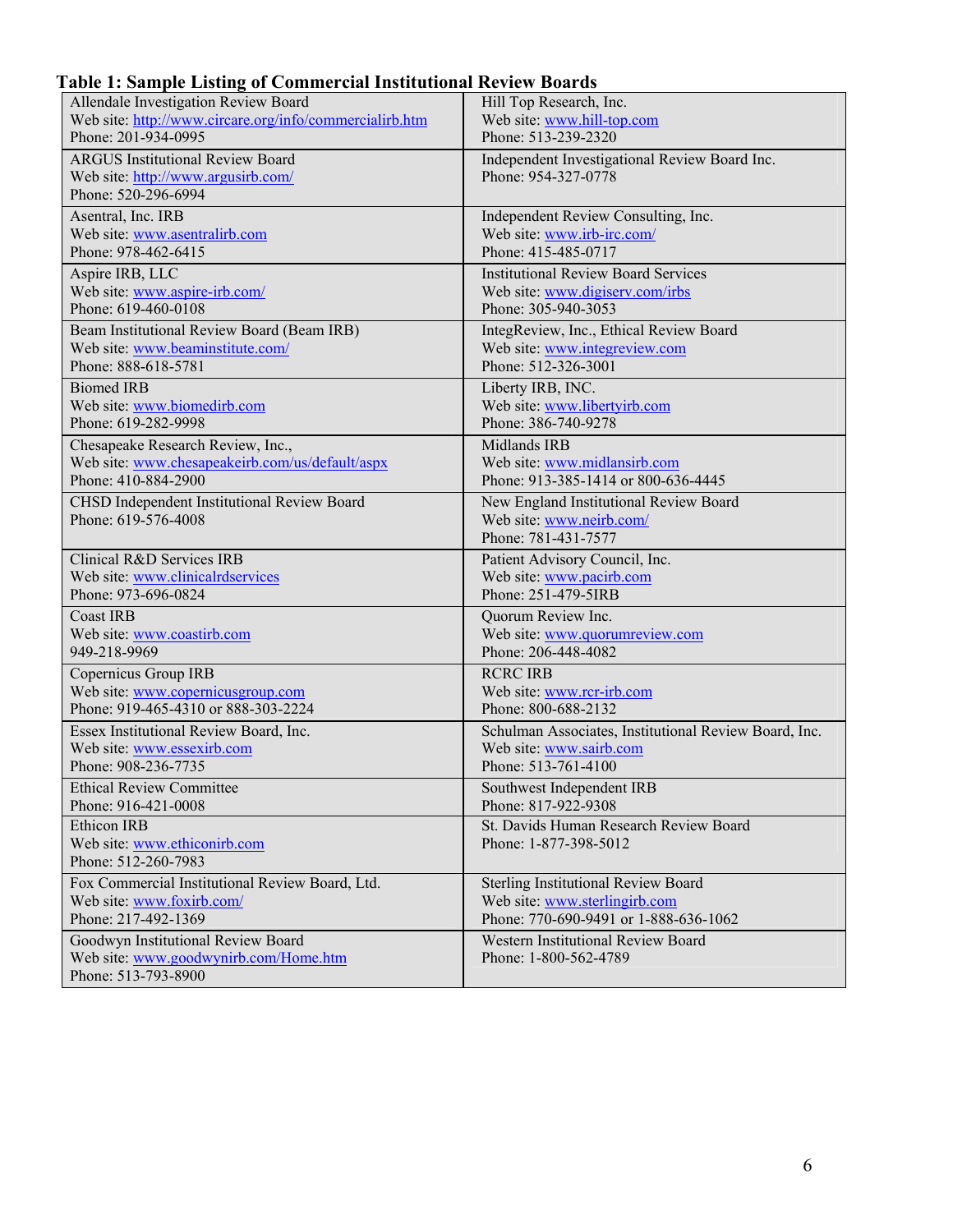**Table 1: Sample Listing of Commercial Institutional Review Boards**

| | |
|---|---|
| Allendale Investigation Review Board<br>Web site: http://www.circare.org/info/commercialirb.htm<br>Phone: 201-934-0995 | Hill Top Research, Inc.<br>Web site: www.hill-top.com<br>Phone: 513-239-2320 |
| ARGUS Institutional Review Board<br>Web site: http://www.argusirb.com/<br>Phone: 520-296-6994 | Independent Investigational Review Board Inc.<br>Phone: 954-327-0778 |
| Asentral, Inc. IRB<br>Web site: www.asentralirb.com<br>Phone: 978-462-6415 | Independent Review Consulting, Inc.<br>Web site: www.irb-irc.com/<br>Phone: 415-485-0717 |
| Aspire IRB, LLC<br>Web site: www.aspire-irb.com/<br>Phone: 619-460-0108 | Institutional Review Board Services<br>Web site: www.digiserv.com/irbs<br>Phone: 305-940-3053 |
| Beam Institutional Review Board (Beam IRB)<br>Web site: www.beaminstitute.com/<br>Phone: 888-618-5781 | IntegReview, Inc., Ethical Review Board<br>Web site: www.integreview.com<br>Phone: 512-326-3001 |
| Biomed IRB<br>Web site: www.biomedirb.com<br>Phone: 619-282-9998 | Liberty IRB, INC.<br>Web site: www.libertyirb.com<br>Phone: 386-740-9278 |
| Chesapeake Research Review, Inc.,<br>Web site: www.chesapeakeirb.com/us/default/aspx<br>Phone: 410-884-2900 | Midlands IRB<br>Web site: www.midlansirb.com<br>Phone: 913-385-1414 or 800-636-4445 |
| CHSD Independent Institutional Review Board<br>Phone: 619-576-4008 | New England Institutional Review Board<br>Web site: www.neirb.com/<br>Phone: 781-431-7577 |
| Clinical R&D Services IRB<br>Web site: www.clinicalrdservices<br>Phone: 973-696-0824 | Patient Advisory Council, Inc.<br>Web site: www.pacirb.com<br>Phone: 251-479-5IRB |
| Coast IRB<br>Web site: www.coastirb.com<br>949-218-9969 | Quorum Review Inc.<br>Web site: www.quorumreview.com<br>Phone: 206-448-4082 |
| Copernicus Group IRB<br>Web site: www.copernicusgroup.com<br>Phone: 919-465-4310 or 888-303-2224 | RCRC IRB<br>Web site: www.rcr-irb.com<br>Phone: 800-688-2132 |
| Essex Institutional Review Board, Inc.<br>Web site: www.essexirb.com<br>Phone: 908-236-7735 | Schulman Associates, Institutional Review Board, Inc.<br>Web site: www.sairb.com<br>Phone: 513-761-4100 |
| Ethical Review Committee<br>Phone: 916-421-0008 | Southwest Independent IRB<br>Phone: 817-922-9308 |
| Ethicon IRB<br>Web site: www.ethiconirb.com<br>Phone: 512-260-7983 | St. Davids Human Research Review Board<br>Phone: 1-877-398-5012 |
| Fox Commercial Institutional Review Board, Ltd.<br>Web site: www.foxirb.com/<br>Phone: 217-492-1369 | Sterling Institutional Review Board<br>Web site: www.sterlingirb.com<br>Phone: 770-690-9491 or 1-888-636-1062 |
| Goodwyn Institutional Review Board<br>Web site: www.goodwynirb.com/Home.htm<br>Phone: 513-793-8900 | Western Institutional Review Board<br>Phone: 1-800-562-4789 |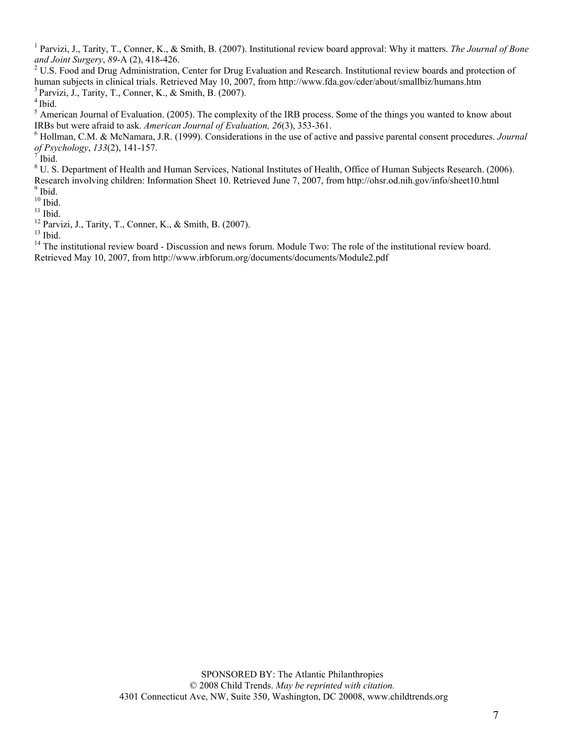[1] Parvizi, J., Tarity, T., Conner, K., & Smith, B. (2007). Institutional review board approval: Why it matters. *The Journal of Bone and Joint Surgery*, *89*-A (2), 418-426.
[2] U.S. Food and Drug Administration, Center for Drug Evaluation and Research. Institutional review boards and protection of human subjects in clinical trials. Retrieved May 10, 2007, from http://www.fda.gov/cder/about/smallbiz/humans.htm
[3] Parvizi, J., Tarity, T., Conner, K., & Smith, B. (2007).
[4] Ibid.
[5] American Journal of Evaluation. (2005). The complexity of the IRB process. Some of the things you wanted to know about IRBs but were afraid to ask. *American Journal of Evaluation, 26*(3), 353-361.
[6] Hollman, C.M. & McNamara, J.R. (1999). Considerations in the use of active and passive parental consent procedures. *Journal of Psychology*, *133*(2), 141-157.
[7] Ibid.
[8] U. S. Department of Health and Human Services, National Institutes of Health, Office of Human Subjects Research. (2006). Research involving children: Information Sheet 10. Retrieved June 7, 2007, from http://ohsr.od.nih.gov/info/sheet10.html
[9] Ibid.
[10] Ibid.
[11] Ibid.
[12] Parvizi, J., Tarity, T., Conner, K., & Smith, B. (2007).
[13] Ibid.
[14] The institutional review board - Discussion and news forum. Module Two: The role of the institutional review board. Retrieved May 10, 2007, from http://www.irbforum.org/documents/documents/Module2.pdf

SPONSORED BY: The Atlantic Philanthropies
© 2008 Child Trends. *May be reprinted with citation.*
4301 Connecticut Ave, NW, Suite 350, Washington, DC 20008, www.childtrends.org